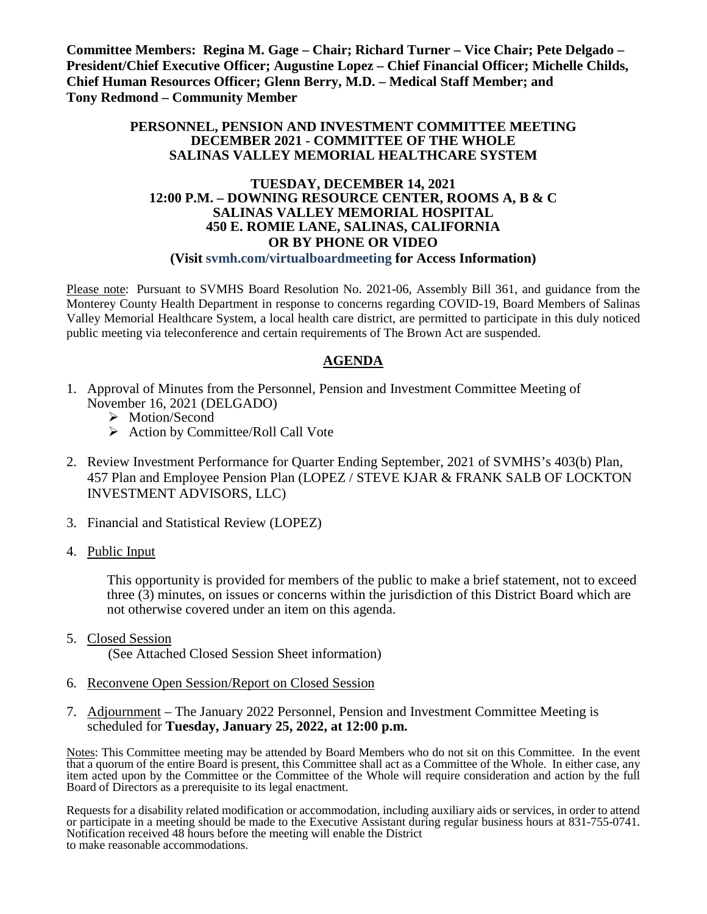**Committee Members: Regina M. Gage – Chair; Richard Turner – Vice Chair; Pete Delgado – President/Chief Executive Officer; Augustine Lopez – Chief Financial Officer; Michelle Childs, Chief Human Resources Officer; Glenn Berry, M.D. – Medical Staff Member; and Tony Redmond – Community Member**

**PERSONNEL, PENSION AND INVESTMENT COMMITTEE MEETING**
**DECEMBER 2021 - COMMITTEE OF THE WHOLE**
**SALINAS VALLEY MEMORIAL HEALTHCARE SYSTEM**

**TUESDAY, DECEMBER 14, 2021**
**12:00 P.M. – DOWNING RESOURCE CENTER, ROOMS A, B & C**
**SALINAS VALLEY MEMORIAL HOSPITAL**
**450 E. ROMIE LANE, SALINAS, CALIFORNIA**
**OR BY PHONE OR VIDEO**
**(Visit svmh.com/virtualboardmeeting for Access Information)**

Please note: Pursuant to SVMHS Board Resolution No. 2021-06, Assembly Bill 361, and guidance from the Monterey County Health Department in response to concerns regarding COVID-19, Board Members of Salinas Valley Memorial Healthcare System, a local health care district, are permitted to participate in this duly noticed public meeting via teleconference and certain requirements of The Brown Act are suspended.

## AGENDA

1. Approval of Minutes from the Personnel, Pension and Investment Committee Meeting of November 16, 2021 (DELGADO)
   - Motion/Second
   - Action by Committee/Roll Call Vote

2. Review Investment Performance for Quarter Ending September, 2021 of SVMHS's 403(b) Plan, 457 Plan and Employee Pension Plan (LOPEZ / STEVE KJAR & FRANK SALB OF LOCKTON INVESTMENT ADVISORS, LLC)

3. Financial and Statistical Review (LOPEZ)

4. Public Input

   This opportunity is provided for members of the public to make a brief statement, not to exceed three (3) minutes, on issues or concerns within the jurisdiction of this District Board which are not otherwise covered under an item on this agenda.

5. Closed Session
   (See Attached Closed Session Sheet information)

6. Reconvene Open Session/Report on Closed Session

7. Adjournment – The January 2022 Personnel, Pension and Investment Committee Meeting is scheduled for **Tuesday, January 25, 2022, at 12:00 p.m.**

Notes: This Committee meeting may be attended by Board Members who do not sit on this Committee. In the event that a quorum of the entire Board is present, this Committee shall act as a Committee of the Whole. In either case, any item acted upon by the Committee or the Committee of the Whole will require consideration and action by the full Board of Directors as a prerequisite to its legal enactment.

Requests for a disability related modification or accommodation, including auxiliary aids or services, in order to attend or participate in a meeting should be made to the Executive Assistant during regular business hours at 831-755-0741. Notification received 48 hours before the meeting will enable the District to make reasonable accommodations.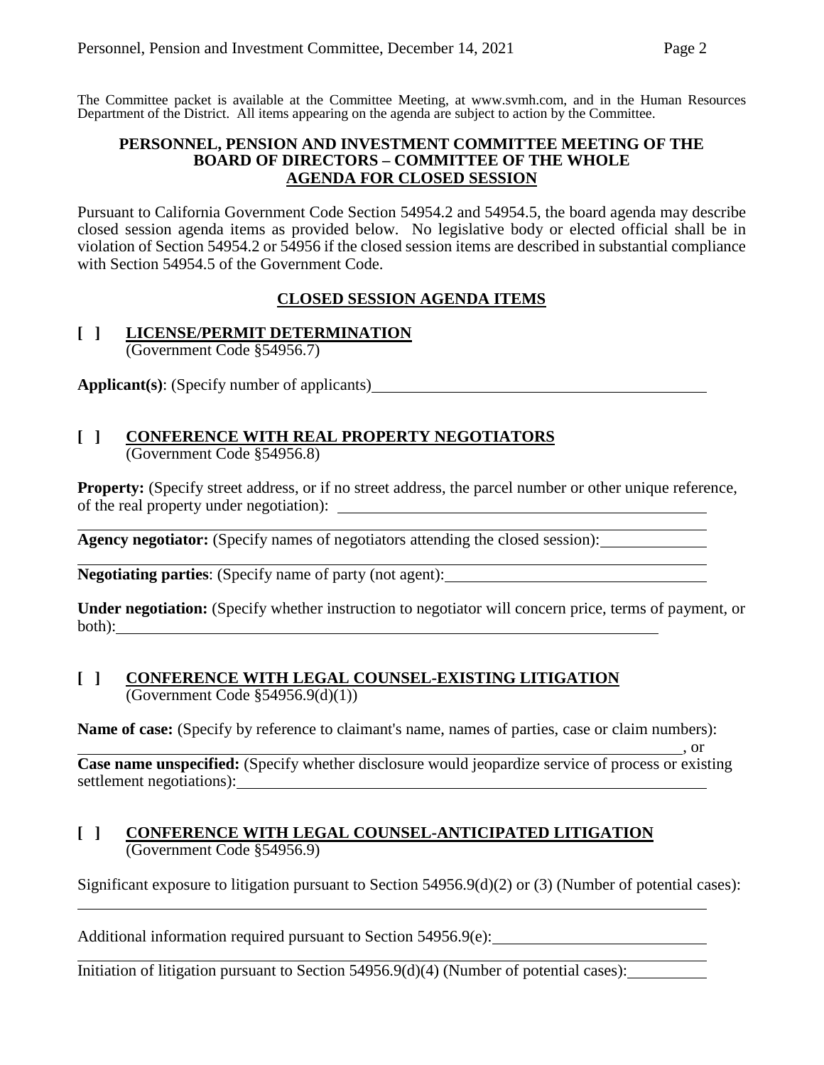The Committee packet is available at the Committee Meeting, at www.svmh.com, and in the Human Resources Department of the District. All items appearing on the agenda are subject to action by the Committee.

**PERSONNEL, PENSION AND INVESTMENT COMMITTEE MEETING OF THE BOARD OF DIRECTORS – COMMITTEE OF THE WHOLE**
**AGENDA FOR CLOSED SESSION**

Pursuant to California Government Code Section 54954.2 and 54954.5, the board agenda may describe closed session agenda items as provided below. No legislative body or elected official shall be in violation of Section 54954.2 or 54956 if the closed session items are described in substantial compliance with Section 54954.5 of the Government Code.

**CLOSED SESSION AGENDA ITEMS**

**[ ] LICENSE/PERMIT DETERMINATION**
(Government Code §54956.7)

**Applicant(s)**: (Specify number of applicants)\_\_\_\_\_\_\_\_\_\_\_\_\_\_\_\_\_\_\_\_\_\_\_\_\_\_\_\_\_\_\_\_\_\_\_\_\_\_\_\_

**[ ] CONFERENCE WITH REAL PROPERTY NEGOTIATORS**
(Government Code §54956.8)

**Property:** (Specify street address, or if no street address, the parcel number or other unique reference, of the real property under negotiation): \_\_\_\_\_\_\_\_\_\_\_\_\_\_\_\_\_\_\_\_\_\_\_\_\_\_\_\_\_\_\_\_\_\_\_\_\_\_\_\_

**Agency negotiator:** (Specify names of negotiators attending the closed session):\_\_\_\_\_\_\_\_\_\_\_\_

**Negotiating parties**: (Specify name of party (not agent):\_\_\_\_\_\_\_\_\_\_\_\_\_\_\_\_\_\_\_\_\_\_\_\_\_\_\_\_\_\_\_\_

**Under negotiation:** (Specify whether instruction to negotiator will concern price, terms of payment, or both):\_\_\_\_\_\_\_\_\_\_\_\_\_\_\_\_\_\_\_\_\_\_\_\_\_\_\_\_\_\_\_\_\_\_\_\_\_\_\_\_\_\_\_\_\_\_\_\_\_\_\_\_\_\_\_\_\_\_\_\_

**[ ] CONFERENCE WITH LEGAL COUNSEL-EXISTING LITIGATION**
(Government Code §54956.9(d)(1))

**Name of case:** (Specify by reference to claimant's name, names of parties, case or claim numbers):
\_\_\_\_\_\_\_\_\_\_\_\_\_\_\_\_\_\_\_\_\_\_\_\_\_\_\_\_\_\_\_\_\_\_\_\_\_\_\_\_\_\_\_\_\_\_\_\_\_\_\_\_\_\_\_\_\_\_\_\_\_\_\_\_\_\_\_\_\_\_\_\_, or
**Case name unspecified:** (Specify whether disclosure would jeopardize service of process or existing settlement negotiations):\_\_\_\_\_\_\_\_\_\_\_\_\_\_\_\_\_\_\_\_\_\_\_\_\_\_\_\_\_\_\_\_\_\_\_\_\_\_\_\_\_\_\_\_\_\_\_\_\_\_\_\_

**[ ] CONFERENCE WITH LEGAL COUNSEL-ANTICIPATED LITIGATION**
(Government Code §54956.9)

Significant exposure to litigation pursuant to Section 54956.9(d)(2) or (3) (Number of potential cases):
\_\_\_\_\_\_\_\_\_\_\_\_\_\_\_\_\_\_\_\_\_\_\_\_\_\_\_\_\_\_\_\_\_\_\_\_\_\_\_\_\_\_\_\_\_\_\_\_\_\_\_\_\_\_\_\_\_\_\_\_\_\_\_\_\_\_\_\_\_\_\_\_

Additional information required pursuant to Section 54956.9(e):\_\_\_\_\_\_\_\_\_\_\_\_\_\_\_\_\_\_\_\_\_\_\_\_\_\_

Initiation of litigation pursuant to Section 54956.9(d)(4) (Number of potential cases):\_\_\_\_\_\_\_\_\_\_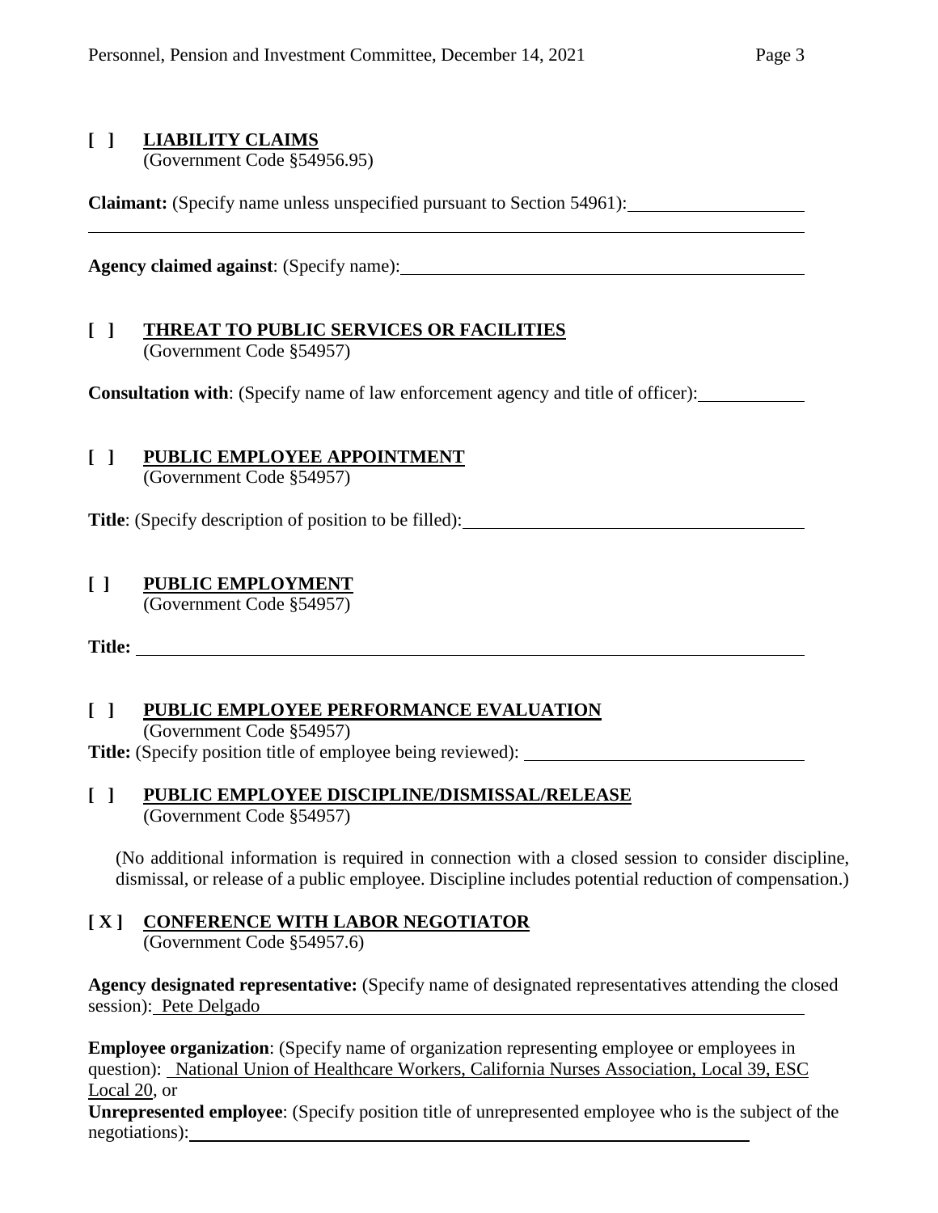**[ ] LIABILITY CLAIMS**
(Government Code §54956.95)

**Claimant:** (Specify name unless unspecified pursuant to Section 54961):

**Agency claimed against**: (Specify name):

**[ ] THREAT TO PUBLIC SERVICES OR FACILITIES**
(Government Code §54957)

**Consultation with**: (Specify name of law enforcement agency and title of officer):

**[ ] PUBLIC EMPLOYEE APPOINTMENT**
(Government Code §54957)

**Title**: (Specify description of position to be filled):

**[ ] PUBLIC EMPLOYMENT**
(Government Code §54957)

**Title:**

**[ ] PUBLIC EMPLOYEE PERFORMANCE EVALUATION**
(Government Code §54957)
**Title:** (Specify position title of employee being reviewed):

**[ ] PUBLIC EMPLOYEE DISCIPLINE/DISMISSAL/RELEASE**
(Government Code §54957)

(No additional information is required in connection with a closed session to consider discipline, dismissal, or release of a public employee. Discipline includes potential reduction of compensation.)

**[ X ] CONFERENCE WITH LABOR NEGOTIATOR**
(Government Code §54957.6)

**Agency designated representative:** (Specify name of designated representatives attending the closed session): Pete Delgado

**Employee organization**: (Specify name of organization representing employee or employees in question): National Union of Healthcare Workers, California Nurses Association, Local 39, ESC Local 20, or
**Unrepresented employee**: (Specify position title of unrepresented employee who is the subject of the negotiations):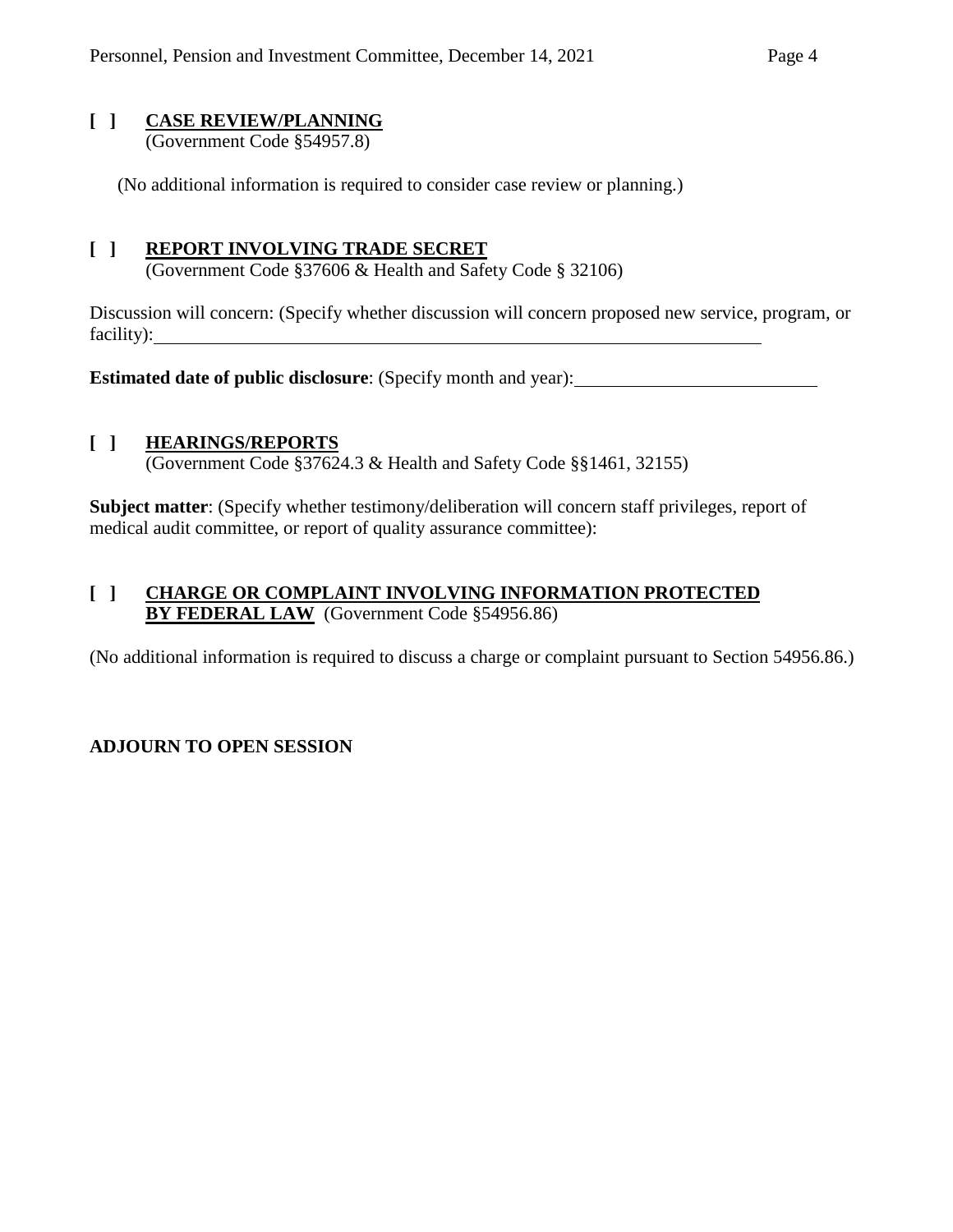**[ ] CASE REVIEW/PLANNING**
(Government Code §54957.8)

(No additional information is required to consider case review or planning.)

**[ ] REPORT INVOLVING TRADE SECRET**
(Government Code §37606 & Health and Safety Code § 32106)

Discussion will concern: (Specify whether discussion will concern proposed new service, program, or facility):\_\_\_\_\_\_\_\_\_\_\_\_\_\_\_\_\_\_\_\_\_\_\_\_\_\_\_\_\_\_\_\_\_\_\_\_\_\_\_\_\_\_\_\_\_\_\_\_\_\_\_\_\_\_\_\_\_\_\_\_\_\_

**Estimated date of public disclosure**: (Specify month and year):\_\_\_\_\_\_\_\_\_\_\_\_\_\_\_\_\_\_\_\_\_\_\_\_

**[ ] HEARINGS/REPORTS**
(Government Code §37624.3 & Health and Safety Code §§1461, 32155)

**Subject matter**: (Specify whether testimony/deliberation will concern staff privileges, report of medical audit committee, or report of quality assurance committee):

**[ ] CHARGE OR COMPLAINT INVOLVING INFORMATION PROTECTED BY FEDERAL LAW** (Government Code §54956.86)

(No additional information is required to discuss a charge or complaint pursuant to Section 54956.86.)

**ADJOURN TO OPEN SESSION**